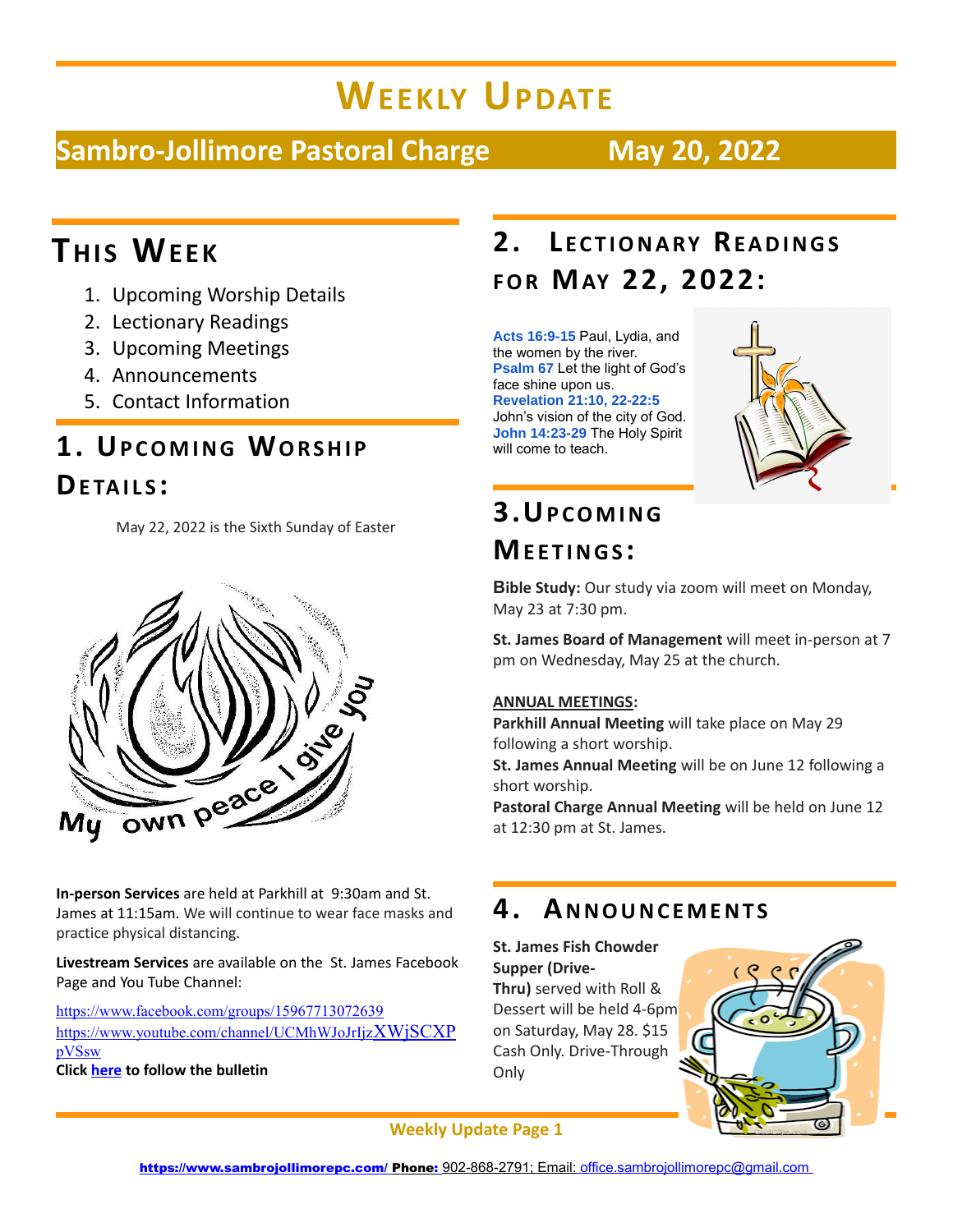# Weekly Update

## Sambro-Jollimore Pastoral Charge May 20, 2022

## This Week

1. Upcoming Worship Details
2. Lectionary Readings
3. Upcoming Meetings
4. Announcements
5. Contact Information

## 1. Upcoming Worship Details:

May 22, 2022 is the Sixth Sunday of Easter

**In-person Services** are held at Parkhill at 9:30am and St. James at 11:15am. We will continue to wear face masks and practice physical distancing.

**Livestream Services** are available on the St. James Facebook Page and You Tube Channel:

https://www.facebook.com/groups/15967713072639
https://www.youtube.com/channel/UCMhWJoJrIjzXWjSCXPpVSsw

**Click here to follow the bulletin**

## 2. Lectionary Readings for May 22, 2022:

**Acts 16:9-15** Paul, Lydia, and the women by the river.
**Psalm 67** Let the light of God's face shine upon us.
**Revelation 21:10, 22-22:5** John's vision of the city of God.
**John 14:23-29** The Holy Spirit will come to teach.

## 3. Upcoming Meetings:

**Bible Study:** Our study via zoom will meet on Monday, May 23 at 7:30 pm.

**St. James Board of Management** will meet in-person at 7 pm on Wednesday, May 25 at the church.

**ANNUAL MEETINGS:**
**Parkhill Annual Meeting** will take place on May 29 following a short worship.
**St. James Annual Meeting** will be on June 12 following a short worship.
**Pastoral Charge Annual Meeting** will be held on June 12 at 12:30 pm at St. James.

## 4. Announcements

**St. James Fish Chowder Supper (Drive-Thru)** served with Roll & Dessert will be held 4-6pm on Saturday, May 28. $15 Cash Only. Drive-Through Only

https://www.sambrojollimorepc.com/ **Phone:** 902-868-2791; Email: office.sambrojollimorepc@gmail.com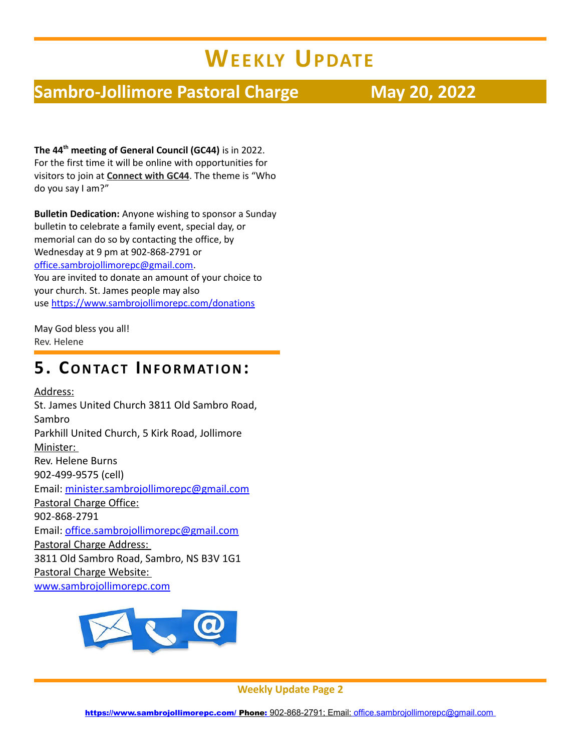**The 44th meeting of General Council (GC44)** is in 2022. For the first time it will be online with opportunities for visitors to join at **Connect with GC44**. The theme is "Who do you say I am?"

**Bulletin Dedication:** Anyone wishing to sponsor a Sunday bulletin to celebrate a family event, special day, or memorial can do so by contacting the office, by Wednesday at 9 pm at 902-868-2791 or office.sambrojollimorepc@gmail.com.
You are invited to donate an amount of your choice to your church. St. James people may also use https://www.sambrojollimorepc.com/donations

May God bless you all!
Rev. Helene

## 5. Contact Information:

Address:
St. James United Church 3811 Old Sambro Road, Sambro
Parkhill United Church, 5 Kirk Road, Jollimore
Minister:
Rev. Helene Burns
902-499-9575 (cell)
Email: minister.sambrojollimorepc@gmail.com
Pastoral Charge Office:
902-868-2791
Email: office.sambrojollimorepc@gmail.com
Pastoral Charge Address:
3811 Old Sambro Road, Sambro, NS B3V 1G1
Pastoral Charge Website:
www.sambrojollimorepc.com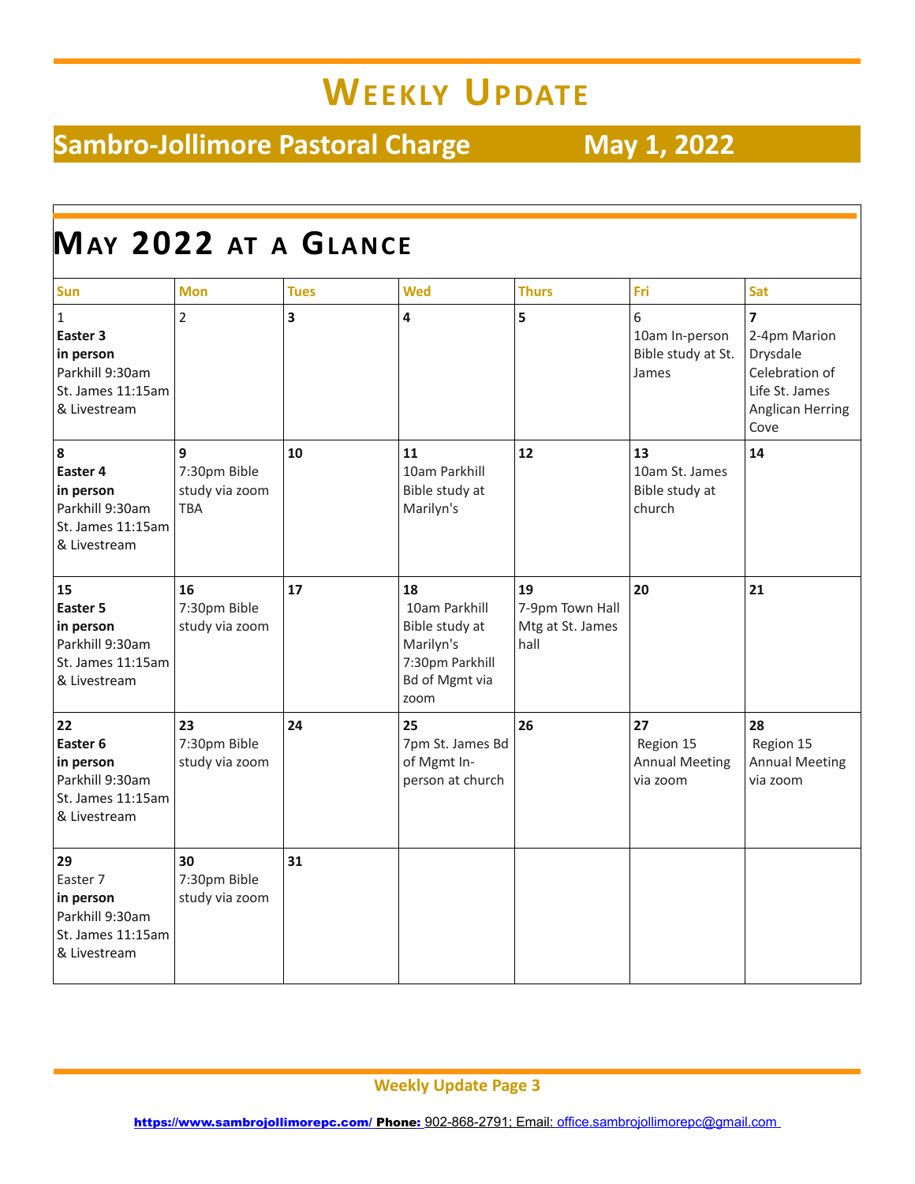# Weekly Update

## Sambro-Jollimore Pastoral Charge May 1, 2022

## May 2022 at a Glance

| Sun | Mon | Tues | Wed | Thurs | Fri | Sat |
|---|---|---|---|---|---|---|
| 1 **Easter 3** **in person** Parkhill 9:30am St. James 11:15am & Livestream | 2 | **3** | **4** | **5** | 6 10am In-person Bible study at St. James | **7** 2-4pm Marion Drysdale Celebration of Life St. James Anglican Herring Cove |
| **8** **Easter 4** **in person** Parkhill 9:30am St. James 11:15am & Livestream | **9** 7:30pm Bible study via zoom TBA | **10** | **11** 10am Parkhill Bible study at Marilyn's | **12** | **13** 10am St. James Bible study at church | **14** |
| **15** **Easter 5** **in person** Parkhill 9:30am St. James 11:15am & Livestream | **16** 7:30pm Bible study via zoom | **17** | **18** 10am Parkhill Bible study at Marilyn's 7:30pm Parkhill Bd of Mgmt via zoom | **19** 7-9pm Town Hall Mtg at St. James hall | **20** | **21** |
| **22** **Easter 6** **in person** Parkhill 9:30am St. James 11:15am & Livestream | **23** 7:30pm Bible study via zoom | **24** | **25** 7pm St. James Bd of Mgmt In-person at church | **26** | **27** Region 15 Annual Meeting via zoom | **28** Region 15 Annual Meeting via zoom |
| **29** Easter 7 **in person** Parkhill 9:30am St. James 11:15am & Livestream | **30** 7:30pm Bible study via zoom | **31** | | | | |

**https://www.sambrojollimorepc.com/ Phone:** 902-868-2791; Email: office.sambrojollimorepc@gmail.com